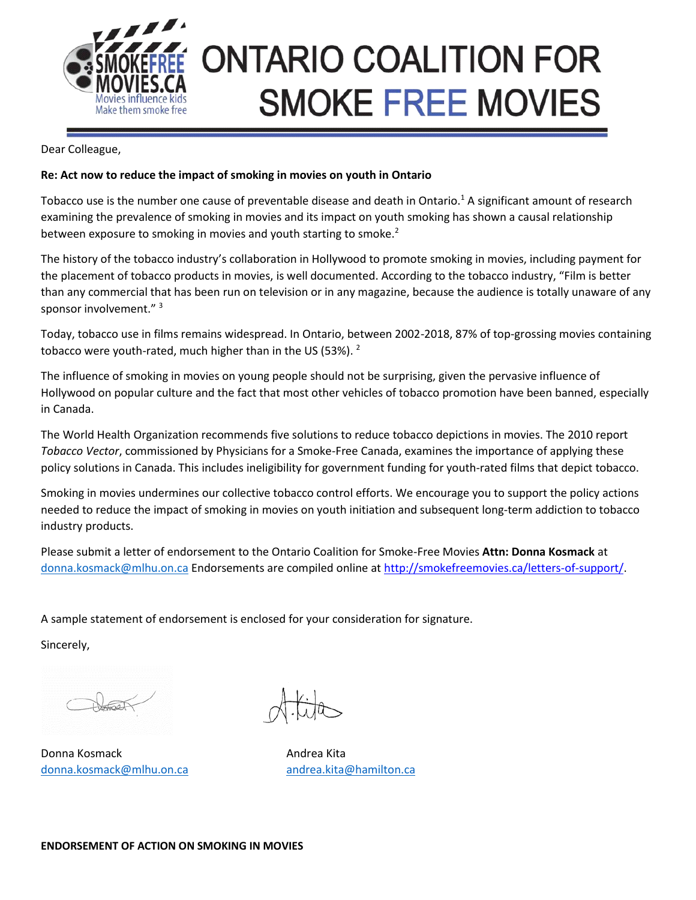# ONTARIO COALITION FOR SMOKE FREE MOVIES

Dear Colleague,

**Re: Act now to reduce the impact of smoking in movies on youth in Ontario**

Tobacco use is the number one cause of preventable disease and death in Ontario.[1] A significant amount of research examining the prevalence of smoking in movies and its impact on youth smoking has shown a causal relationship between exposure to smoking in movies and youth starting to smoke.[2]

The history of the tobacco industry's collaboration in Hollywood to promote smoking in movies, including payment for the placement of tobacco products in movies, is well documented. According to the tobacco industry, "Film is better than any commercial that has been run on television or in any magazine, because the audience is totally unaware of any sponsor involvement." [3]

Today, tobacco use in films remains widespread. In Ontario, between 2002-2018, 87% of top-grossing movies containing tobacco were youth-rated, much higher than in the US (53%). [2]

The influence of smoking in movies on young people should not be surprising, given the pervasive influence of Hollywood on popular culture and the fact that most other vehicles of tobacco promotion have been banned, especially in Canada.

The World Health Organization recommends five solutions to reduce tobacco depictions in movies. The 2010 report *Tobacco Vector*, commissioned by Physicians for a Smoke-Free Canada, examines the importance of applying these policy solutions in Canada. This includes ineligibility for government funding for youth-rated films that depict tobacco.

Smoking in movies undermines our collective tobacco control efforts. We encourage you to support the policy actions needed to reduce the impact of smoking in movies on youth initiation and subsequent long-term addiction to tobacco industry products.

Please submit a letter of endorsement to the Ontario Coalition for Smoke-Free Movies **Attn: Donna Kosmack** at donna.kosmack@mlhu.on.ca Endorsements are compiled online at http://smokefreemovies.ca/letters-of-support/.

A sample statement of endorsement is enclosed for your consideration for signature.

Sincerely,

Donna Kosmack
donna.kosmack@mlhu.on.ca

Andrea Kita
andrea.kita@hamilton.ca

**ENDORSEMENT OF ACTION ON SMOKING IN MOVIES**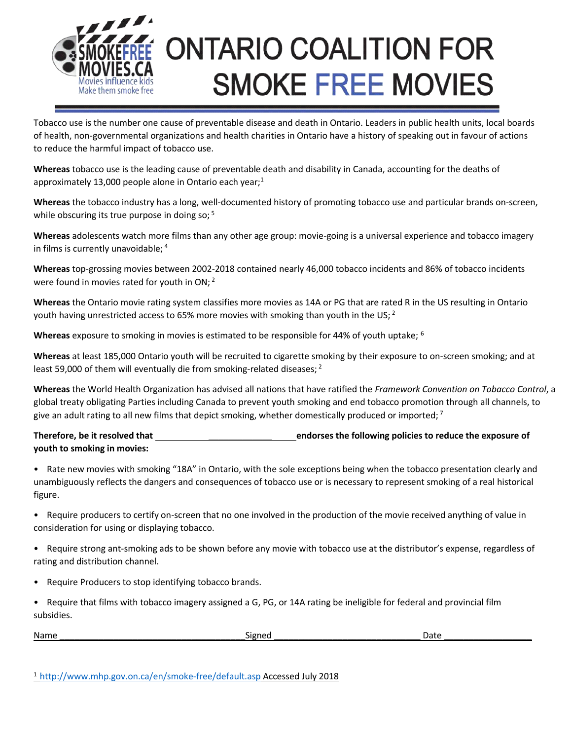# ONTARIO COALITION FOR SMOKE FREE MOVIES

Tobacco use is the number one cause of preventable disease and death in Ontario. Leaders in public health units, local boards of health, non-governmental organizations and health charities in Ontario have a history of speaking out in favour of actions to reduce the harmful impact of tobacco use.

**Whereas** tobacco use is the leading cause of preventable death and disability in Canada, accounting for the deaths of approximately 13,000 people alone in Ontario each year;[1]

**Whereas** the tobacco industry has a long, well-documented history of promoting tobacco use and particular brands on-screen, while obscuring its true purpose in doing so; [5]

**Whereas** adolescents watch more films than any other age group: movie-going is a universal experience and tobacco imagery in films is currently unavoidable; [4]

**Whereas** top-grossing movies between 2002-2018 contained nearly 46,000 tobacco incidents and 86% of tobacco incidents were found in movies rated for youth in ON; [2]

**Whereas** the Ontario movie rating system classifies more movies as 14A or PG that are rated R in the US resulting in Ontario youth having unrestricted access to 65% more movies with smoking than youth in the US; [2]

**Whereas** exposure to smoking in movies is estimated to be responsible for 44% of youth uptake; [6]

**Whereas** at least 185,000 Ontario youth will be recruited to cigarette smoking by their exposure to on-screen smoking; and at least 59,000 of them will eventually die from smoking-related diseases; [2]

**Whereas** the World Health Organization has advised all nations that have ratified the *Framework Convention on Tobacco Control*, a global treaty obligating Parties including Canada to prevent youth smoking and end tobacco promotion through all channels, to give an adult rating to all new films that depict smoking, whether domestically produced or imported; [7]

**Therefore, be it resolved that \_\_\_\_\_\_\_\_\_\_\_\_\_\_\_\_\_\_\_\_\_\_\_\_\_\_\_\_\_\_ endorses the following policies to reduce the exposure of youth to smoking in movies:**

- Rate new movies with smoking "18A" in Ontario, with the sole exceptions being when the tobacco presentation clearly and unambiguously reflects the dangers and consequences of tobacco use or is necessary to represent smoking of a real historical figure.
- Require producers to certify on-screen that no one involved in the production of the movie received anything of value in consideration for using or displaying tobacco.
- Require strong ant-smoking ads to be shown before any movie with tobacco use at the distributor's expense, regardless of rating and distribution channel.
- Require Producers to stop identifying tobacco brands.
- Require that films with tobacco imagery assigned a G, PG, or 14A rating be ineligible for federal and provincial film subsidies.

Name \_\_\_\_\_\_\_\_\_\_\_\_\_\_\_\_\_\_\_\_\_\_\_\_\_\_\_\_\_\_\_\_ Signed \_\_\_\_\_\_\_\_\_\_\_\_\_\_\_\_\_\_\_\_\_\_\_\_\_\_\_\_ Date \_\_\_\_\_\_\_\_\_\_\_\_\_\_\_\_

[1] http://www.mhp.gov.on.ca/en/smoke-free/default.asp Accessed July 2018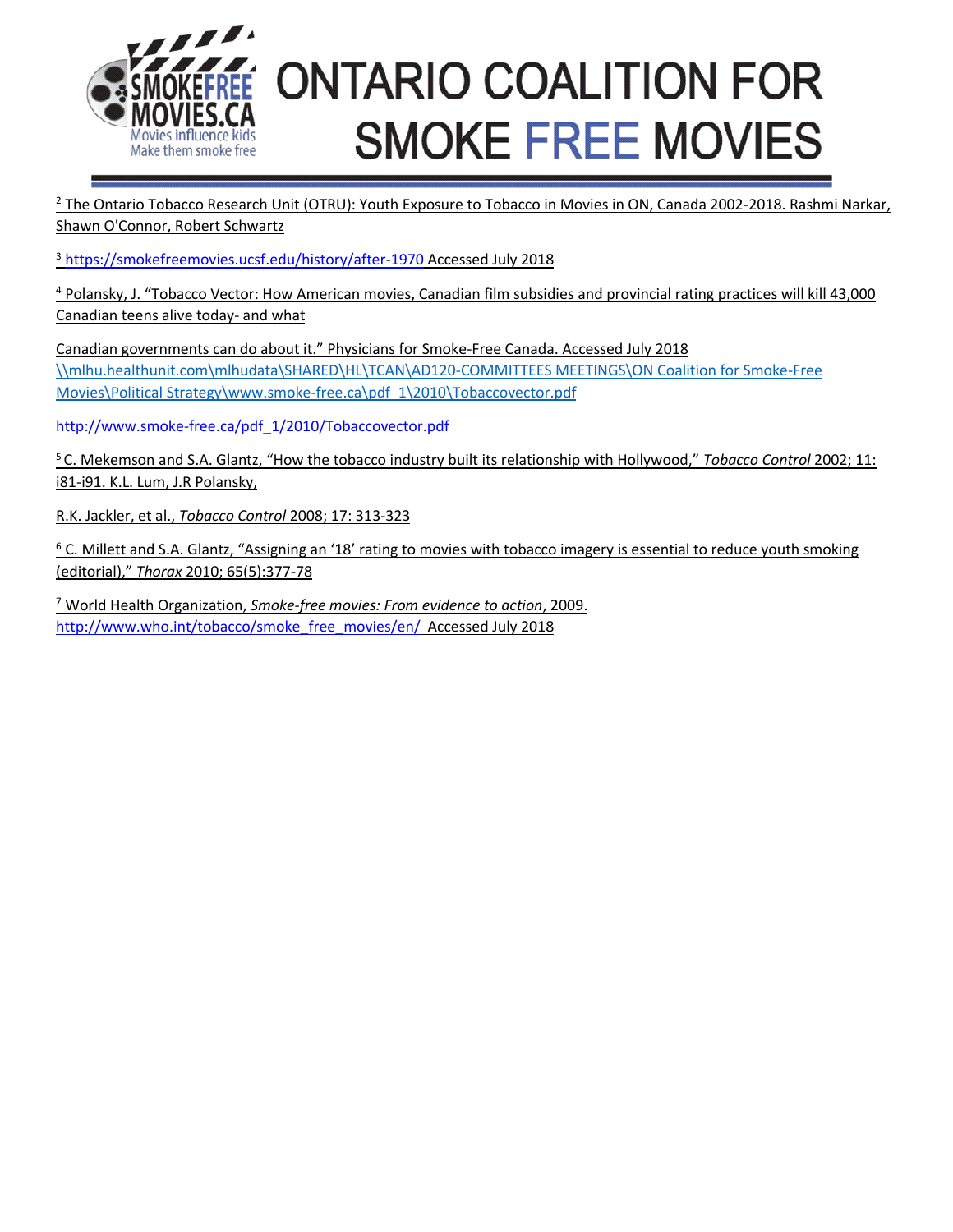# ONTARIO COALITION FOR SMOKE FREE MOVIES

[2] The Ontario Tobacco Research Unit (OTRU): Youth Exposure to Tobacco in Movies in ON, Canada 2002-2018. Rashmi Narkar, Shawn O'Connor, Robert Schwartz

[3] https://smokefreemovies.ucsf.edu/history/after-1970 Accessed July 2018

[4] Polansky, J. "Tobacco Vector: How American movies, Canadian film subsidies and provincial rating practices will kill 43,000 Canadian teens alive today- and what

Canadian governments can do about it." Physicians for Smoke-Free Canada. Accessed July 2018 \\mlhu.healthunit.com\mlhudata\SHARED\HL\TCAN\AD120-COMMITTEES MEETINGS\ON Coalition for Smoke-Free Movies\Political Strategy\www.smoke-free.ca\pdf_1\2010\Tobaccovector.pdf

http://www.smoke-free.ca/pdf_1/2010/Tobaccovector.pdf

[5] C. Mekemson and S.A. Glantz, "How the tobacco industry built its relationship with Hollywood," *Tobacco Control* 2002; 11: i81-i91. K.L. Lum, J.R Polansky,

R.K. Jackler, et al., *Tobacco Control* 2008; 17: 313-323

[6] C. Millett and S.A. Glantz, "Assigning an '18' rating to movies with tobacco imagery is essential to reduce youth smoking (editorial)," *Thorax* 2010; 65(5):377-78

[7] World Health Organization, *Smoke-free movies: From evidence to action*, 2009. http://www.who.int/tobacco/smoke_free_movies/en/ Accessed July 2018